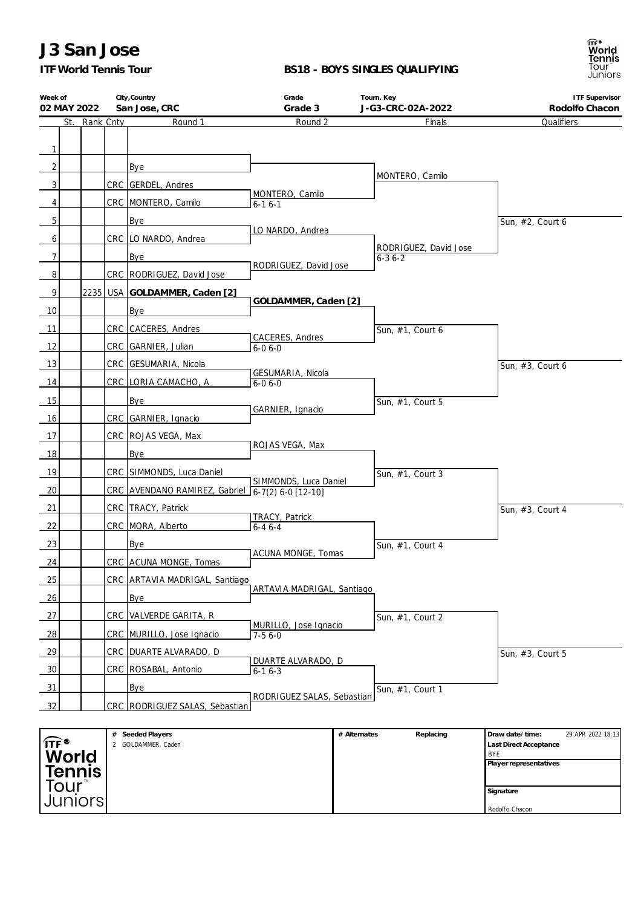# J3 San Jose

**ITF World Tennis Tour**

**BS18 - BOYS SINGLES QUALIFYING**

| Week of | City,Country | Grade | Tourn. Key | ITF Supervisor |
|---|---|---|---|---|
| 02 MAY 2022 | San Jose, CRC | Grade 3 | J-G3-CRC-02A-2022 | Rodolfo Chacon |

| # | St. | Rank | Cnty | Round 1 | Round 2 | Finals | Qualifiers |
|---|---|---|---|---|---|---|---|
| 1 | | | | | | | |
| 2 | | | | Bye | | MONTERO, Camilo | |
| 3 | | | CRC | GERDEL, Andres | MONTERO, Camilo 6-1 6-1 | | |
| 4 | | | CRC | MONTERO, Camilo | | | |
| 5 | | | | Bye | LO NARDO, Andrea | | Sun, #2, Court 6 |
| 6 | | | CRC | LO NARDO, Andrea | | RODRIGUEZ, David Jose 6-3 6-2 | |
| 7 | | | | Bye | RODRIGUEZ, David Jose | | |
| 8 | | | CRC | RODRIGUEZ, David Jose | | | |
| 9 | | 2235 | USA | **GOLDAMMER, Caden [2]** | **GOLDAMMER, Caden [2]** | | |
| 10 | | | | Bye | | Sun, #1, Court 6 | |
| 11 | | | CRC | CACERES, Andres | CACERES, Andres 6-0 6-0 | | |
| 12 | | | CRC | GARNIER, Julian | | | |
| 13 | | | CRC | GESUMARIA, Nicola | GESUMARIA, Nicola 6-0 6-0 | | Sun, #3, Court 6 |
| 14 | | | CRC | LORIA CAMACHO, A | | | |
| 15 | | | | Bye | GARNIER, Ignacio | Sun, #1, Court 5 | |
| 16 | | | CRC | GARNIER, Ignacio | | | |
| 17 | | | CRC | ROJAS VEGA, Max | ROJAS VEGA, Max | | |
| 18 | | | | Bye | | | |
| 19 | | | CRC | SIMMONDS, Luca Daniel | SIMMONDS, Luca Daniel 6-7(2) 6-0 [12-10] | Sun, #1, Court 3 | |
| 20 | | | CRC | AVENDANO RAMIREZ, Gabriel | | | |
| 21 | | | CRC | TRACY, Patrick | TRACY, Patrick 6-4 6-4 | | Sun, #3, Court 4 |
| 22 | | | CRC | MORA, Alberto | | | |
| 23 | | | | Bye | ACUNA MONGE, Tomas | Sun, #1, Court 4 | |
| 24 | | | CRC | ACUNA MONGE, Tomas | | | |
| 25 | | | CRC | ARTAVIA MADRIGAL, Santiago | ARTAVIA MADRIGAL, Santiago | | |
| 26 | | | | Bye | | | |
| 27 | | | CRC | VALVERDE GARITA, R | MURILLO, Jose Ignacio 7-5 6-0 | Sun, #1, Court 2 | |
| 28 | | | CRC | MURILLO, Jose Ignacio | | | |
| 29 | | | CRC | DUARTE ALVARADO, D | DUARTE ALVARADO, D 6-1 6-3 | | Sun, #3, Court 5 |
| 30 | | | CRC | ROSABAL, Antonio | | | |
| 31 | | | | Bye | RODRIGUEZ SALAS, Sebastian | Sun, #1, Court 1 | |
| 32 | | | CRC | RODRIGUEZ SALAS, Sebastian | | | |

| # Seeded Players | # Alternates | Replacing | Draw date/time: 29 APR 2022 18:13 |
|---|---|---|---|
| 2 GOLDAMMER, Caden | | | Last Direct Acceptance: BYE |
| | | | Player representatives |
| | | | Signature: Rodolfo Chacon |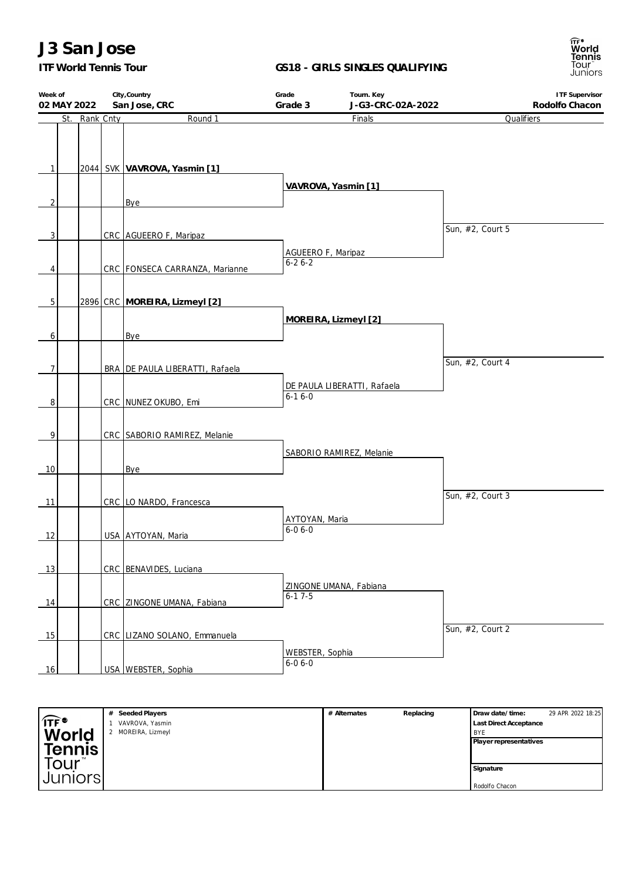# J3 San Jose

**ITF World Tennis Tour**

**GS18 - GIRLS SINGLES QUALIFYING**

| Week of | City,Country | Grade | Tourn. Key | ITF Supervisor |
|---|---|---|---|---|
| 02 MAY 2022 | San Jose, CRC | Grade 3 | J-G3-CRC-02A-2022 | Rodolfo Chacon |

| | St. | Rank | Cnty | Round 1 | Finals | Qualifiers |
|---|---|---|---|---|---|---|
| 1 | | 2044 | SVK | **VAVROVA, Yasmin [1]** | **VAVROVA, Yasmin [1]** | |
| 2 | | | | Bye | | |
| 3 | | | CRC | AGUEERO F, Maripaz | AGUEERO F, Maripaz 6-2 6-2 | Sun, #2, Court 5 |
| 4 | | | CRC | FONSECA CARRANZA, Marianne | | |
| 5 | | 2896 | CRC | **MOREIRA, Lizmeyl [2]** | **MOREIRA, Lizmeyl [2]** | |
| 6 | | | | Bye | | |
| 7 | | | BRA | DE PAULA LIBERATTI, Rafaela | DE PAULA LIBERATTI, Rafaela 6-1 6-0 | Sun, #2, Court 4 |
| 8 | | | CRC | NUNEZ OKUBO, Emi | | |
| 9 | | | CRC | SABORIO RAMIREZ, Melanie | SABORIO RAMIREZ, Melanie | |
| 10 | | | | Bye | | |
| 11 | | | CRC | LO NARDO, Francesca | AYTOYAN, Maria 6-0 6-0 | Sun, #2, Court 3 |
| 12 | | | USA | AYTOYAN, Maria | | |
| 13 | | | CRC | BENAVIDES, Luciana | ZINGONE UMANA, Fabiana 6-1 7-5 | |
| 14 | | | CRC | ZINGONE UMANA, Fabiana | | |
| 15 | | | CRC | LIZANO SOLANO, Emmanuela | WEBSTER, Sophia 6-0 6-0 | Sun, #2, Court 2 |
| 16 | | | USA | WEBSTER, Sophia | | |

| # Seeded Players | # Alternates | Replacing | Draw date/time: 29 APR 2022 18:25 |
|---|---|---|---|
| 1 VAVROVA, Yasmin | | | Last Direct Acceptance: BYE |
| 2 MOREIRA, Lizmeyl | | | Player representatives |
| | | | Signature: Rodolfo Chacon |